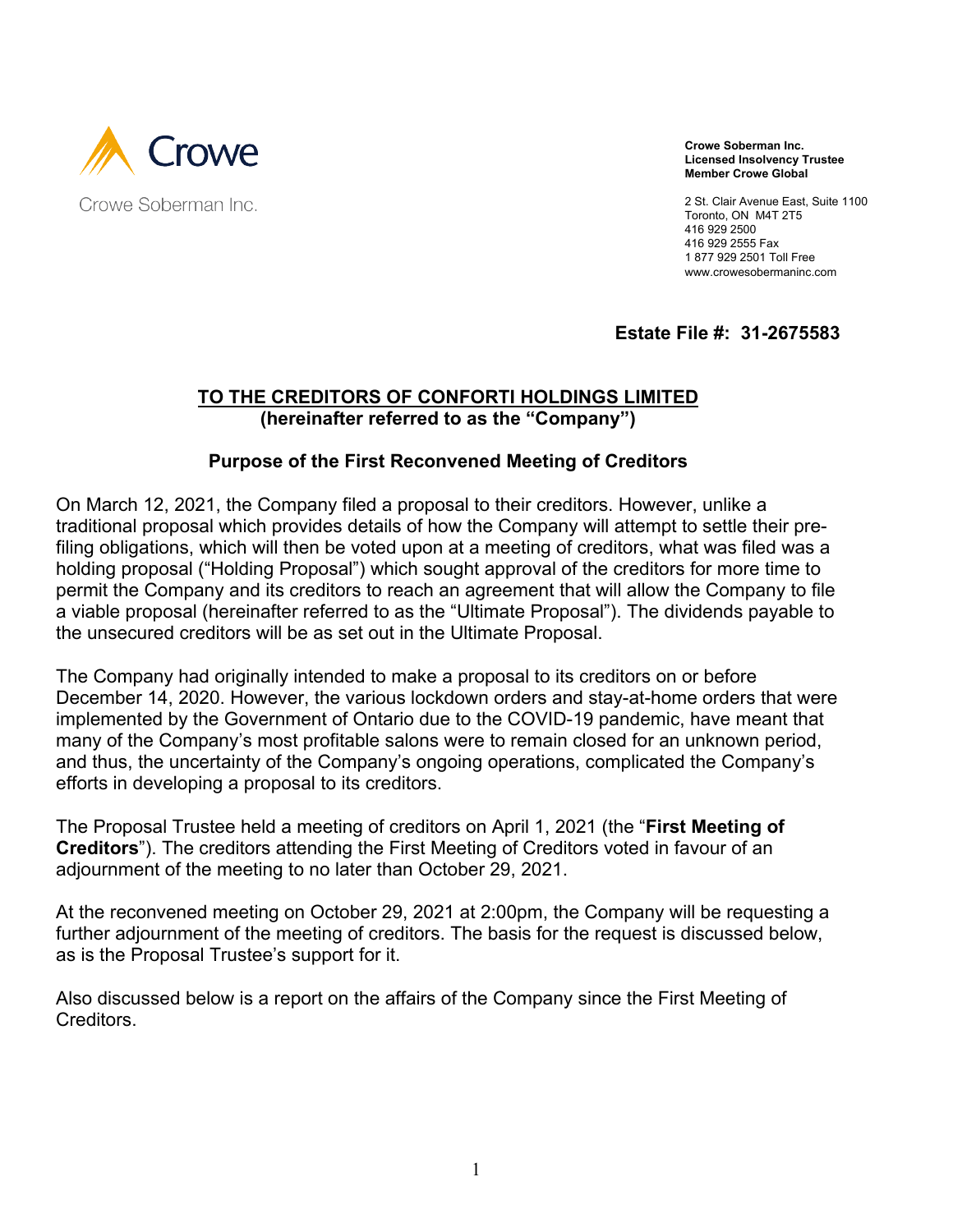Crowe

Crowe Soberman Inc.

**Crowe Soberman Inc.**
**Licensed Insolvency Trustee**
**Member Crowe Global**

2 St. Clair Avenue East, Suite 1100
Toronto, ON M4T 2T5
416 929 2500
416 929 2555 Fax
1 877 929 2501 Toll Free
www.crowesobermaninc.com

**Estate File #: 31-2675583**

## TO THE CREDITORS OF CONFORTI HOLDINGS LIMITED
**(hereinafter referred to as the "Company")**

### Purpose of the First Reconvened Meeting of Creditors

On March 12, 2021, the Company filed a proposal to their creditors. However, unlike a traditional proposal which provides details of how the Company will attempt to settle their pre-filing obligations, which will then be voted upon at a meeting of creditors, what was filed was a holding proposal ("Holding Proposal") which sought approval of the creditors for more time to permit the Company and its creditors to reach an agreement that will allow the Company to file a viable proposal (hereinafter referred to as the "Ultimate Proposal"). The dividends payable to the unsecured creditors will be as set out in the Ultimate Proposal.

The Company had originally intended to make a proposal to its creditors on or before December 14, 2020. However, the various lockdown orders and stay-at-home orders that were implemented by the Government of Ontario due to the COVID-19 pandemic, have meant that many of the Company's most profitable salons were to remain closed for an unknown period, and thus, the uncertainty of the Company's ongoing operations, complicated the Company's efforts in developing a proposal to its creditors.

The Proposal Trustee held a meeting of creditors on April 1, 2021 (the "**First Meeting of Creditors**"). The creditors attending the First Meeting of Creditors voted in favour of an adjournment of the meeting to no later than October 29, 2021.

At the reconvened meeting on October 29, 2021 at 2:00pm, the Company will be requesting a further adjournment of the meeting of creditors. The basis for the request is discussed below, as is the Proposal Trustee's support for it.

Also discussed below is a report on the affairs of the Company since the First Meeting of Creditors.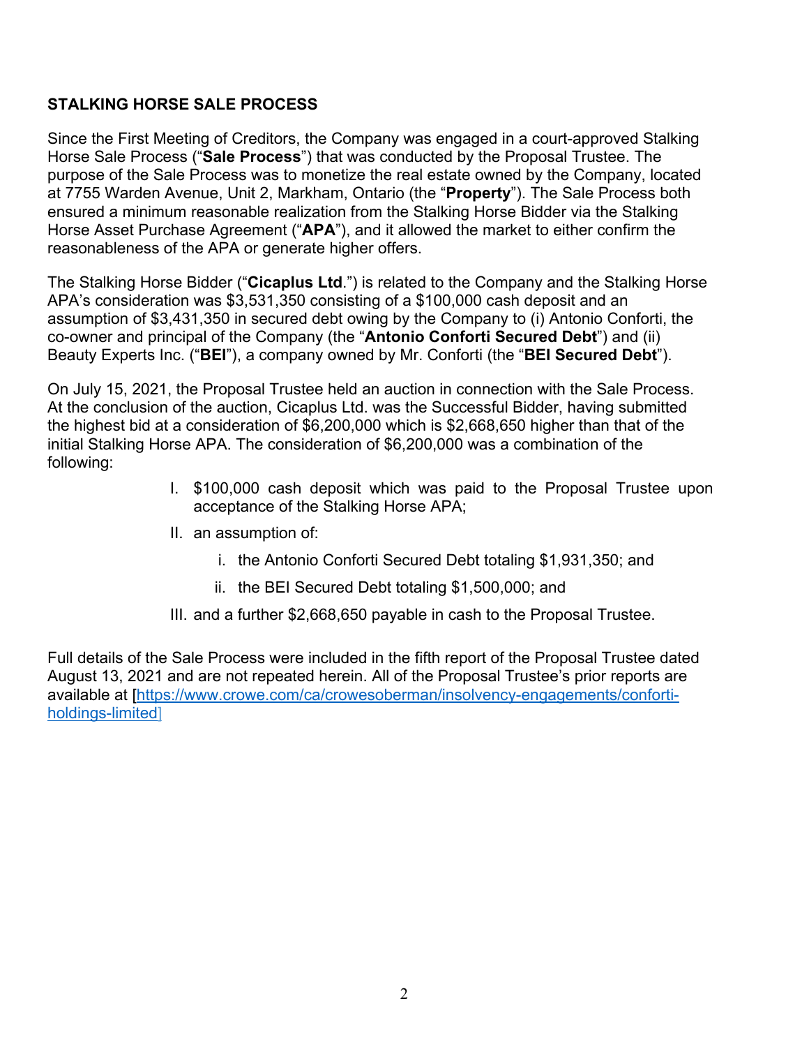## STALKING HORSE SALE PROCESS

Since the First Meeting of Creditors, the Company was engaged in a court-approved Stalking Horse Sale Process ("**Sale Process**") that was conducted by the Proposal Trustee. The purpose of the Sale Process was to monetize the real estate owned by the Company, located at 7755 Warden Avenue, Unit 2, Markham, Ontario (the "**Property**"). The Sale Process both ensured a minimum reasonable realization from the Stalking Horse Bidder via the Stalking Horse Asset Purchase Agreement ("**APA**"), and it allowed the market to either confirm the reasonableness of the APA or generate higher offers.

The Stalking Horse Bidder ("**Cicaplus Ltd**.") is related to the Company and the Stalking Horse APA's consideration was $3,531,350 consisting of a $100,000 cash deposit and an assumption of $3,431,350 in secured debt owing by the Company to (i) Antonio Conforti, the co-owner and principal of the Company (the "**Antonio Conforti Secured Debt**") and (ii) Beauty Experts Inc. ("**BEI**"), a company owned by Mr. Conforti (the "**BEI Secured Debt**").

On July 15, 2021, the Proposal Trustee held an auction in connection with the Sale Process. At the conclusion of the auction, Cicaplus Ltd. was the Successful Bidder, having submitted the highest bid at a consideration of $6,200,000 which is $2,668,650 higher than that of the initial Stalking Horse APA. The consideration of $6,200,000 was a combination of the following:

I. $100,000 cash deposit which was paid to the Proposal Trustee upon acceptance of the Stalking Horse APA;

II. an assumption of:

   i. the Antonio Conforti Secured Debt totaling $1,931,350; and

   ii. the BEI Secured Debt totaling $1,500,000; and

III. and a further $2,668,650 payable in cash to the Proposal Trustee.

Full details of the Sale Process were included in the fifth report of the Proposal Trustee dated August 13, 2021 and are not repeated herein. All of the Proposal Trustee's prior reports are available at [https://www.crowe.com/ca/crowesoberman/insolvency-engagements/conforti-holdings-limited]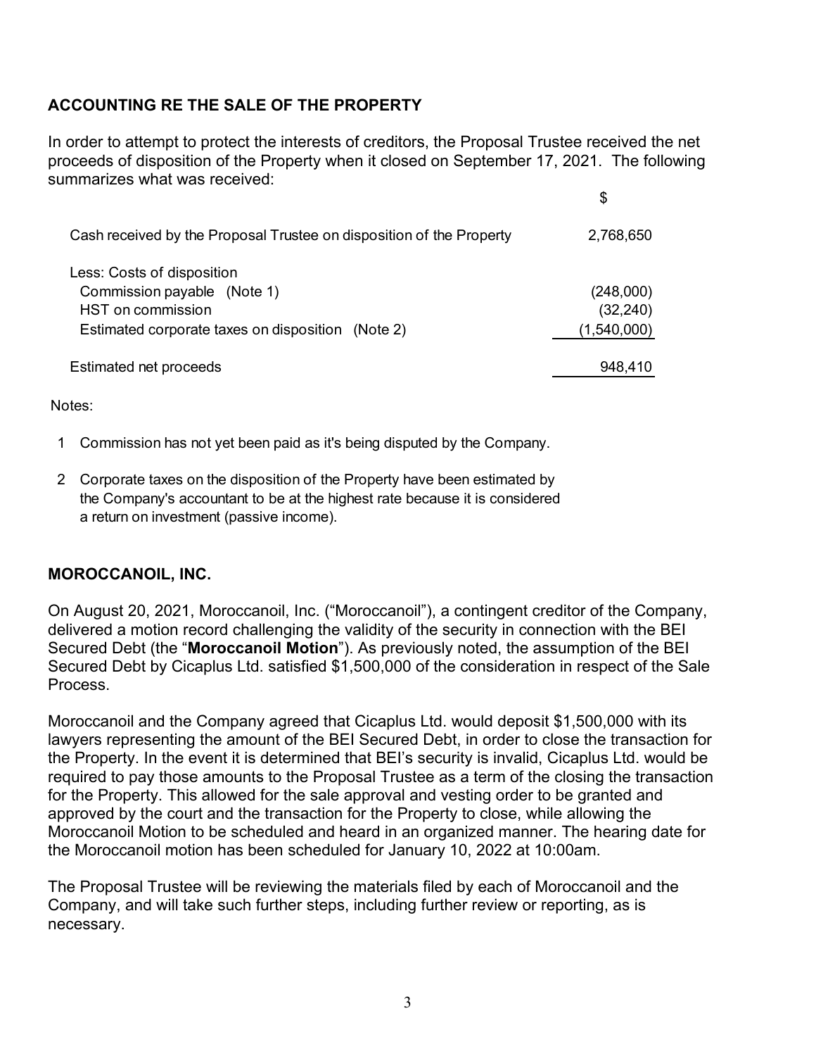## ACCOUNTING RE THE SALE OF THE PROPERTY

In order to attempt to protect the interests of creditors, the Proposal Trustee received the net proceeds of disposition of the Property when it closed on September 17, 2021. The following summarizes what was received:

| | $ |
|---|---|
| Cash received by the Proposal Trustee on disposition of the Property | 2,768,650 |
| Less: Costs of disposition | |
| Commission payable (Note 1) | (248,000) |
| HST on commission | (32,240) |
| Estimated corporate taxes on disposition (Note 2) | (1,540,000) |
| Estimated net proceeds | 948,410 |

Notes:

1. Commission has not yet been paid as it's being disputed by the Company.
2. Corporate taxes on the disposition of the Property have been estimated by the Company's accountant to be at the highest rate because it is considered a return on investment (passive income).

## MOROCCANOIL, INC.

On August 20, 2021, Moroccanoil, Inc. ("Moroccanoil"), a contingent creditor of the Company, delivered a motion record challenging the validity of the security in connection with the BEI Secured Debt (the "**Moroccanoil Motion**"). As previously noted, the assumption of the BEI Secured Debt by Cicaplus Ltd. satisfied $1,500,000 of the consideration in respect of the Sale Process.

Moroccanoil and the Company agreed that Cicaplus Ltd. would deposit $1,500,000 with its lawyers representing the amount of the BEI Secured Debt, in order to close the transaction for the Property. In the event it is determined that BEI's security is invalid, Cicaplus Ltd. would be required to pay those amounts to the Proposal Trustee as a term of the closing the transaction for the Property. This allowed for the sale approval and vesting order to be granted and approved by the court and the transaction for the Property to close, while allowing the Moroccanoil Motion to be scheduled and heard in an organized manner. The hearing date for the Moroccanoil motion has been scheduled for January 10, 2022 at 10:00am.

The Proposal Trustee will be reviewing the materials filed by each of Moroccanoil and the Company, and will take such further steps, including further review or reporting, as is necessary.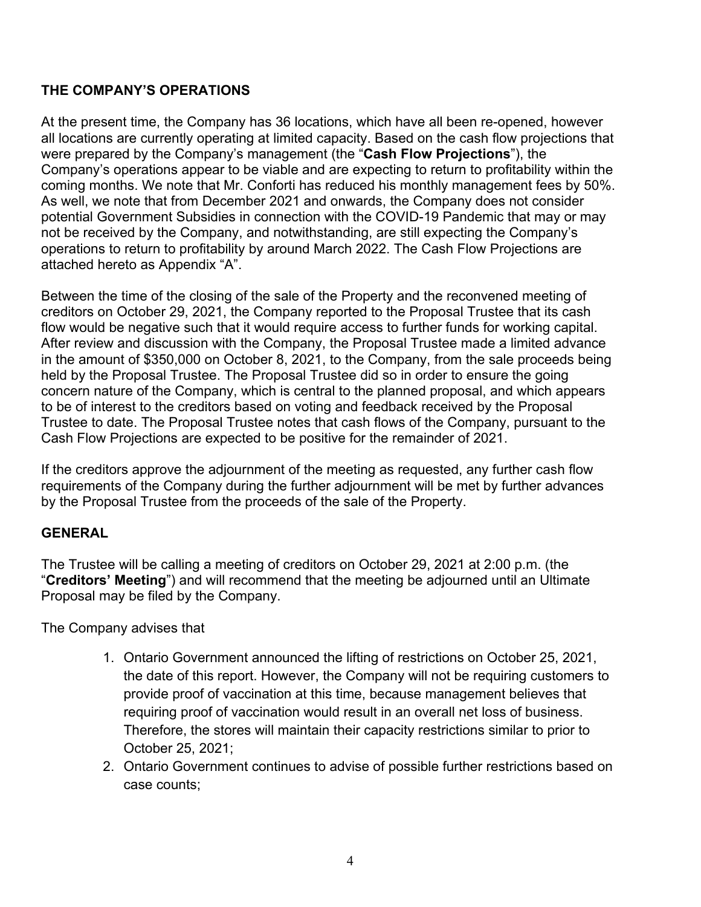## THE COMPANY'S OPERATIONS

At the present time, the Company has 36 locations, which have all been re-opened, however all locations are currently operating at limited capacity. Based on the cash flow projections that were prepared by the Company's management (the "**Cash Flow Projections**"), the Company's operations appear to be viable and are expecting to return to profitability within the coming months. We note that Mr. Conforti has reduced his monthly management fees by 50%. As well, we note that from December 2021 and onwards, the Company does not consider potential Government Subsidies in connection with the COVID-19 Pandemic that may or may not be received by the Company, and notwithstanding, are still expecting the Company's operations to return to profitability by around March 2022. The Cash Flow Projections are attached hereto as Appendix "A".

Between the time of the closing of the sale of the Property and the reconvened meeting of creditors on October 29, 2021, the Company reported to the Proposal Trustee that its cash flow would be negative such that it would require access to further funds for working capital. After review and discussion with the Company, the Proposal Trustee made a limited advance in the amount of $350,000 on October 8, 2021, to the Company, from the sale proceeds being held by the Proposal Trustee. The Proposal Trustee did so in order to ensure the going concern nature of the Company, which is central to the planned proposal, and which appears to be of interest to the creditors based on voting and feedback received by the Proposal Trustee to date. The Proposal Trustee notes that cash flows of the Company, pursuant to the Cash Flow Projections are expected to be positive for the remainder of 2021.

If the creditors approve the adjournment of the meeting as requested, any further cash flow requirements of the Company during the further adjournment will be met by further advances by the Proposal Trustee from the proceeds of the sale of the Property.

## GENERAL

The Trustee will be calling a meeting of creditors on October 29, 2021 at 2:00 p.m. (the "**Creditors' Meeting**") and will recommend that the meeting be adjourned until an Ultimate Proposal may be filed by the Company.

The Company advises that

1. Ontario Government announced the lifting of restrictions on October 25, 2021, the date of this report. However, the Company will not be requiring customers to provide proof of vaccination at this time, because management believes that requiring proof of vaccination would result in an overall net loss of business. Therefore, the stores will maintain their capacity restrictions similar to prior to October 25, 2021;
2. Ontario Government continues to advise of possible further restrictions based on case counts;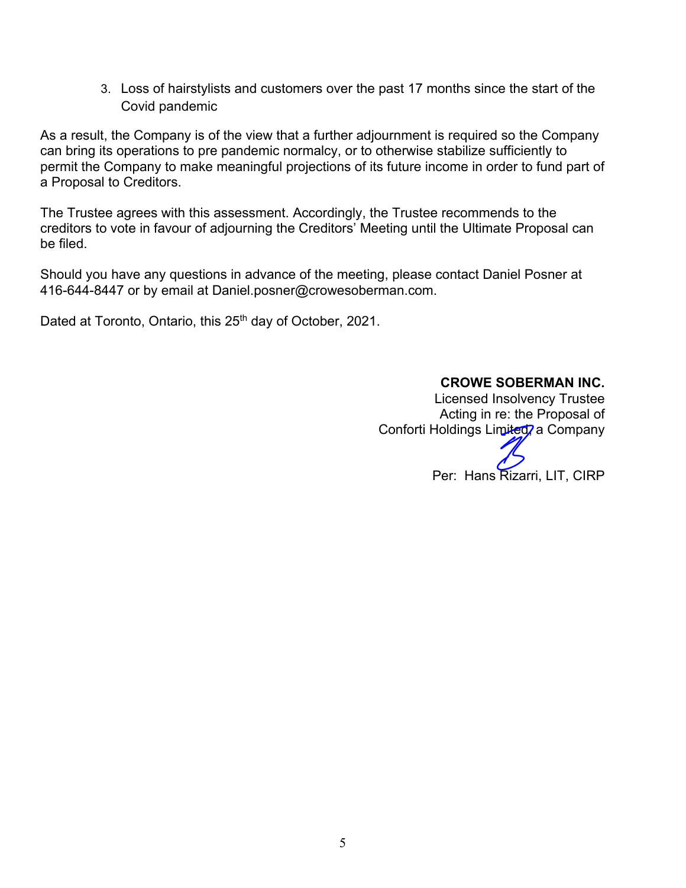3. Loss of hairstylists and customers over the past 17 months since the start of the Covid pandemic

As a result, the Company is of the view that a further adjournment is required so the Company can bring its operations to pre pandemic normalcy, or to otherwise stabilize sufficiently to permit the Company to make meaningful projections of its future income in order to fund part of a Proposal to Creditors.

The Trustee agrees with this assessment. Accordingly, the Trustee recommends to the creditors to vote in favour of adjourning the Creditors' Meeting until the Ultimate Proposal can be filed.

Should you have any questions in advance of the meeting, please contact Daniel Posner at 416-644-8447 or by email at Daniel.posner@crowesoberman.com.

Dated at Toronto, Ontario, this 25th day of October, 2021.

**CROWE SOBERMAN INC.**
Licensed Insolvency Trustee
Acting in re: the Proposal of
Conforti Holdings Limited, a Company

Per: Hans Rizarri, LIT, CIRP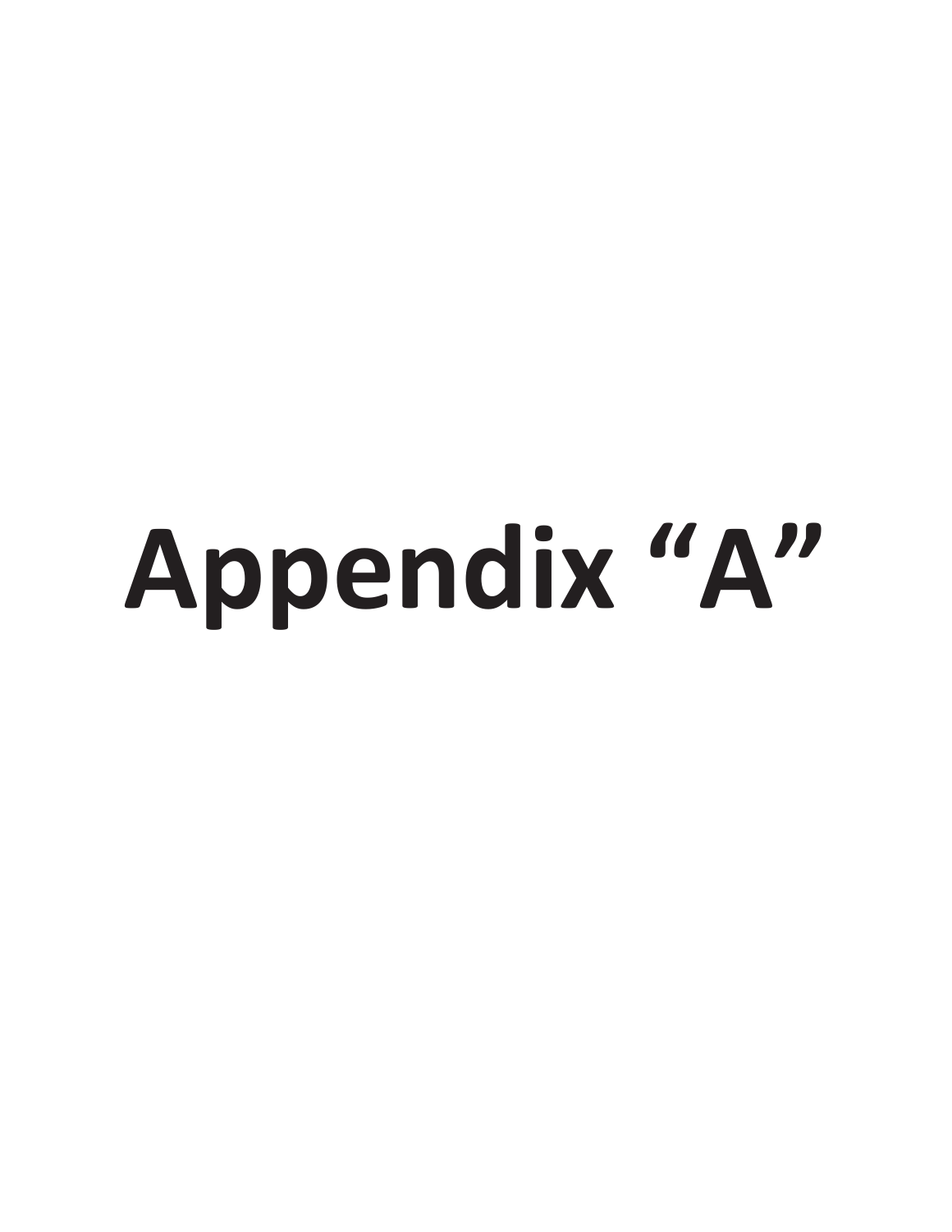# Appendix “A”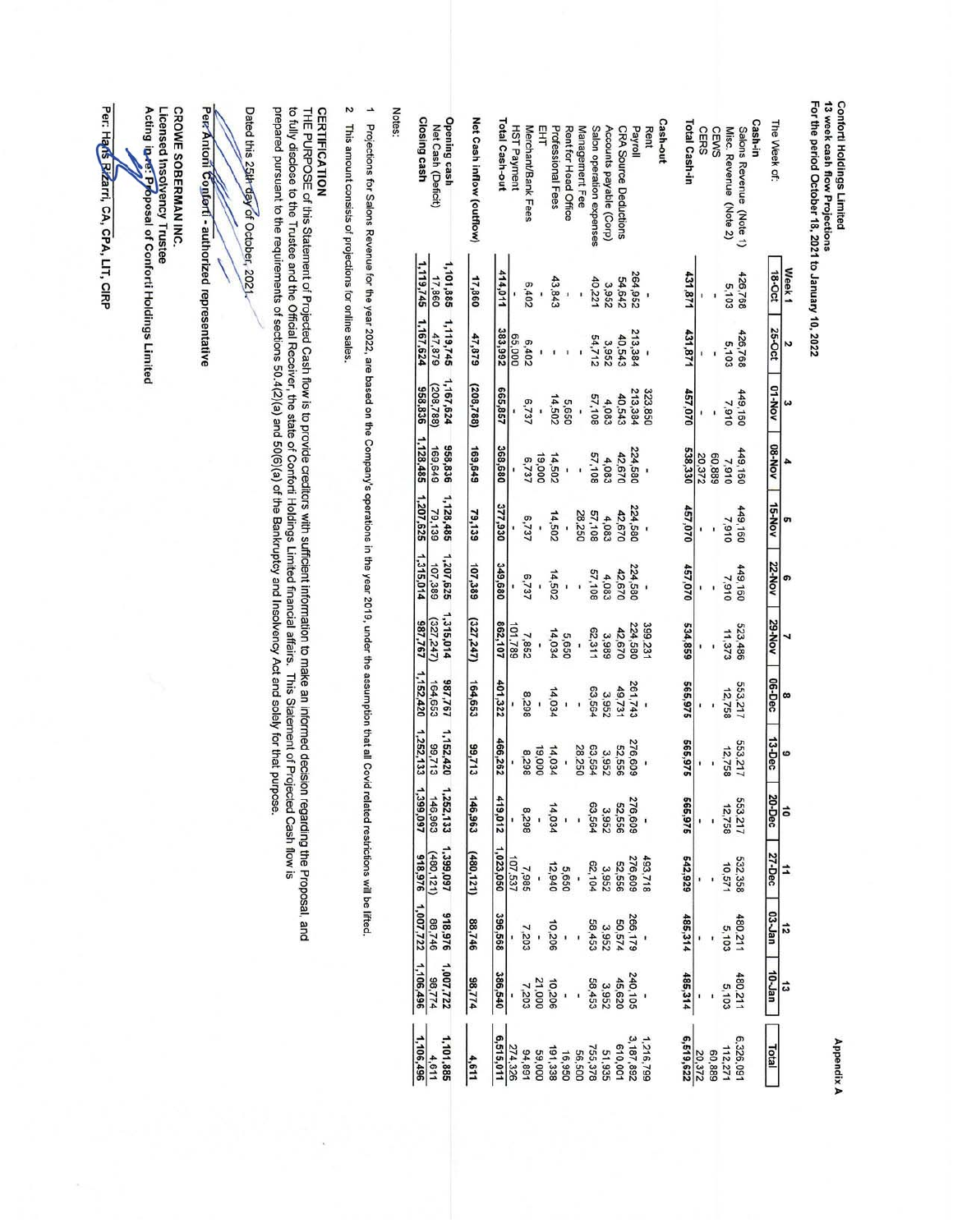Appendix A

**Conforti Holdings Limited**
**13 week cash flow Projections**
**For the period October 18, 2021 to January 10, 2022**

| The Week of: | Week 1 18-Oct | 2 25-Oct | 3 01-Nov | 4 08-Nov | 5 15-Nov | 6 22-Nov | 7 29-Nov | 8 06-Dec | 9 13-Dec | 10 20-Dec | 11 27-Dec | 12 03-Jan | 13 10-Jan | Total |
|---|---|---|---|---|---|---|---|---|---|---|---|---|---|---|
| **Cash-in** | | | | | | | | | | | | | | |
| Salons Revenue (Note 1) | 426,766 | 426,766 | 449,160 | 449,160 | 449,160 | 449,160 | 523,486 | 553,217 | 553,217 | 553,217 | 532,358 | 480,211 | 480,211 | 6,326,091 |
| Misc. Revenue (Note 2) | 5,103 | 5,103 | 7,910 | 7,910 | 7,910 | 7,910 | 11,373 | 12,758 | 12,758 | 12,758 | 10,571 | 5,103 | 5,103 | 112,271 |
| CEWS | - | - | - | 60,889 | - | - | - | - | - | - | - | - | - | 60,889 |
| CERS | - | - | - | 20,372 | - | - | - | - | - | - | - | - | - | 20,372 |
| **Total Cash-in** | **431,871** | **431,871** | **457,070** | **538,330** | **457,070** | **457,070** | **534,859** | **565,975** | **565,975** | **565,975** | **542,929** | **485,314** | **485,314** | **6,519,622** |
| **Cash-out** | | | | | | | | | | | | | | |
| Rent | - | - | 323,850 | - | - | - | 399,231 | - | - | - | 493,718 | - | - | 1,216,799 |
| Payroll | 264,952 | 213,384 | 213,384 | 224,580 | 224,580 | 224,580 | 224,580 | 261,743 | 276,609 | 276,609 | 276,609 | 266,179 | 240,105 | 3,187,892 |
| CRA Source Deductions | 54,642 | 40,543 | 40,543 | 42,670 | 42,670 | 42,670 | 42,670 | 49,731 | 52,556 | 52,556 | 52,556 | 50,574 | 45,620 | 610,001 |
| Accounts payable (Corp) | 3,952 | 3,952 | 4,083 | 4,083 | 4,083 | 4,083 | 3,989 | 3,952 | 3,952 | 3,952 | 3,952 | 3,952 | 3,952 | 51,935 |
| Salon operation expenses | 40,221 | 54,712 | 57,108 | 57,108 | 57,108 | 57,108 | 62,311 | 63,564 | 63,564 | 63,564 | 62,104 | 58,453 | 58,453 | 755,378 |
| Management Fee | - | - | - | - | 28,250 | - | - | - | 28,250 | - | - | - | - | 56,500 |
| Rent for Head Office | - | - | 5,650 | - | - | - | 5,650 | - | - | - | 5,650 | - | - | 16,950 |
| Professional Fees | 43,843 | - | 14,502 | 14,502 | 14,502 | 14,502 | 14,034 | 14,034 | 14,034 | 14,034 | 12,940 | 10,206 | 10,206 | 191,338 |
| EHT | - | - | - | 19,000 | - | - | - | - | 19,000 | - | - | - | 21,000 | 59,000 |
| Merchant/Bank Fees | 6,402 | 6,402 | 6,737 | 6,737 | 6,737 | 6,737 | 7,852 | 8,298 | 8,298 | 8,298 | 7,985 | 7,203 | 7,203 | 94,891 |
| HST Payment | - | 65,000 | - | - | - | - | 101,789 | - | - | - | 107,537 | - | - | 274,326 |
| **Total Cash-out** | **414,011** | **383,992** | **665,857** | **368,680** | **377,930** | **349,680** | **862,107** | **401,322** | **466,262** | **419,012** | **1,023,050** | **396,568** | **386,540** | **6,515,011** |
| **Net Cash inflow (outflow)** | **17,860** | **47,879** | **(208,788)** | **169,649** | **79,139** | **107,389** | **(327,247)** | **164,653** | **99,713** | **146,963** | **(480,121)** | **88,746** | **98,774** | **4,611** |
| **Opening cash** | 1,101,885 | 1,119,745 | 1,167,624 | 958,836 | 1,128,485 | 1,207,625 | 1,315,014 | 987,767 | 1,152,420 | 1,252,133 | 1,399,097 | 918,976 | 1,007,722 | 1,101,885 |
| Net Cash (Deficit) | 17,860 | 47,879 | (208,788) | 169,649 | 79,139 | 107,389 | (327,247) | 164,653 | 99,713 | 146,963 | (480,121) | 88,746 | 98,774 | 4,611 |
| **Closing cash** | 1,119,745 | 1,167,624 | 958,836 | 1,128,485 | 1,207,625 | 1,315,014 | 987,767 | 1,152,420 | 1,252,133 | 1,399,097 | 918,976 | 1,007,722 | 1,106,496 | 1,106,496 |

Notes:

1 Projections for Salons Revenue for the year 2022, are based on the Company's operations in the year 2019, under the assumption that all Covid related restrictions will be lifted.

2 This amount consists of projections for online sales.

**CERTIFICATION**

THE PURPOSE of this Statement of Projected Cash flow is to provide creditors with sufficient information to make an informed decision regarding the Proposal, and to fully disclose to the Trustee and the Official Receiver, the state of Conforti Holdings Limited financial affairs. This Statement of Projected Cash flow is prepared pursuant to the requirements of sections 50.4(2)(a) and 50(6)(a) of the Bankruptcy and Insolvency Act and solely for that purpose.

Dated this 25th day of October, 2021.

Per: Antoni Conforti - authorized representative

**CROWE SOBERMAN INC.**
**Licensed Insolvency Trustee**
**Acting in re: Proposal of Conforti Holdings Limited**

Per: Hans Rizarri, CA, CPA, LIT, CIRP